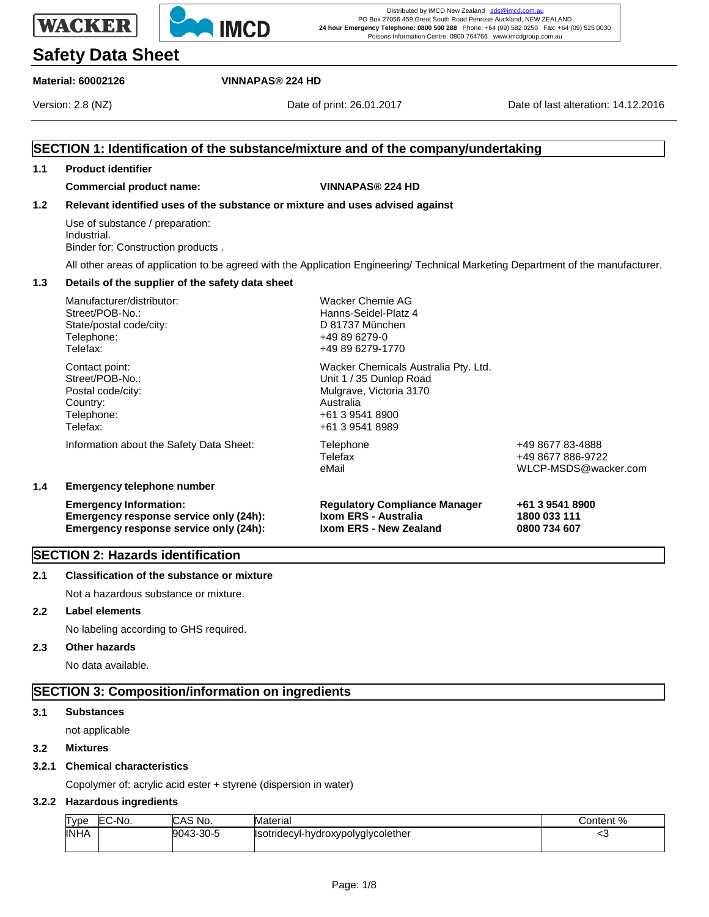Distributed by IMCD New Zealand sds@imcd.com.au
PO Box 27056 459 Great South Road Penrose Auckland, NEW ZEALAND
**24 hour Emergency Telephone: 0800 500 288** Phone: +64 (09) 582 0250 Fax: +64 (09) 525 0030
Poisons Information Centre: 0800 764766 www.imcdgroup.com.au

# Safety Data Sheet

**Material: 60002126** **VINNAPAS® 224 HD**

Version: 2.8 (NZ) Date of print: 26.01.2017 Date of last alteration: 14.12.2016

## SECTION 1: Identification of the substance/mixture and of the company/undertaking

### 1.1 Product identifier

**Commercial product name:** **VINNAPAS® 224 HD**

### 1.2 Relevant identified uses of the substance or mixture and uses advised against

Use of substance / preparation:
Industrial.
Binder for: Construction products .

All other areas of application to be agreed with the Application Engineering/ Technical Marketing Department of the manufacturer.

### 1.3 Details of the supplier of the safety data sheet

| | |
|---|---|
| Manufacturer/distributor: | Wacker Chemie AG |
| Street/POB-No.: | Hanns-Seidel-Platz 4 |
| State/postal code/city: | D 81737 München |
| Telephone: | +49 89 6279-0 |
| Telefax: | +49 89 6279-1770 |

| | |
|---|---|
| Contact point: | Wacker Chemicals Australia Pty. Ltd. |
| Street/POB-No.: | Unit 1 / 35 Dunlop Road |
| Postal code/city: | Mulgrave, Victoria 3170 |
| Country: | Australia |
| Telephone: | +61 3 9541 8900 |
| Telefax: | +61 3 9541 8989 |

| | | |
|---|---|---|
| Information about the Safety Data Sheet: | Telephone | +49 8677 83-4888 |
| | Telefax | +49 8677 886-9722 |
| | eMail | WLCP-MSDS@wacker.com |

### 1.4 Emergency telephone number

| | | |
|---|---|---|
| **Emergency Information:** | **Regulatory Compliance Manager** | **+61 3 9541 8900** |
| **Emergency response service only (24h):** | **Ixom ERS - Australia** | **1800 033 111** |
| **Emergency response service only (24h):** | **Ixom ERS - New Zealand** | **0800 734 607** |

## SECTION 2: Hazards identification

### 2.1 Classification of the substance or mixture

Not a hazardous substance or mixture.

### 2.2 Label elements

No labeling according to GHS required.

### 2.3 Other hazards

No data available.

## SECTION 3: Composition/information on ingredients

### 3.1 Substances

not applicable

### 3.2 Mixtures

### 3.2.1 Chemical characteristics

Copolymer of: acrylic acid ester + styrene (dispersion in water)

### 3.2.2 Hazardous ingredients

| Type | EC-No. | CAS No. | Material | Content % |
|---|---|---|---|---|
| INHA | | 9043-30-5 | Isotridecyl-hydroxypolyglycolether | <3 |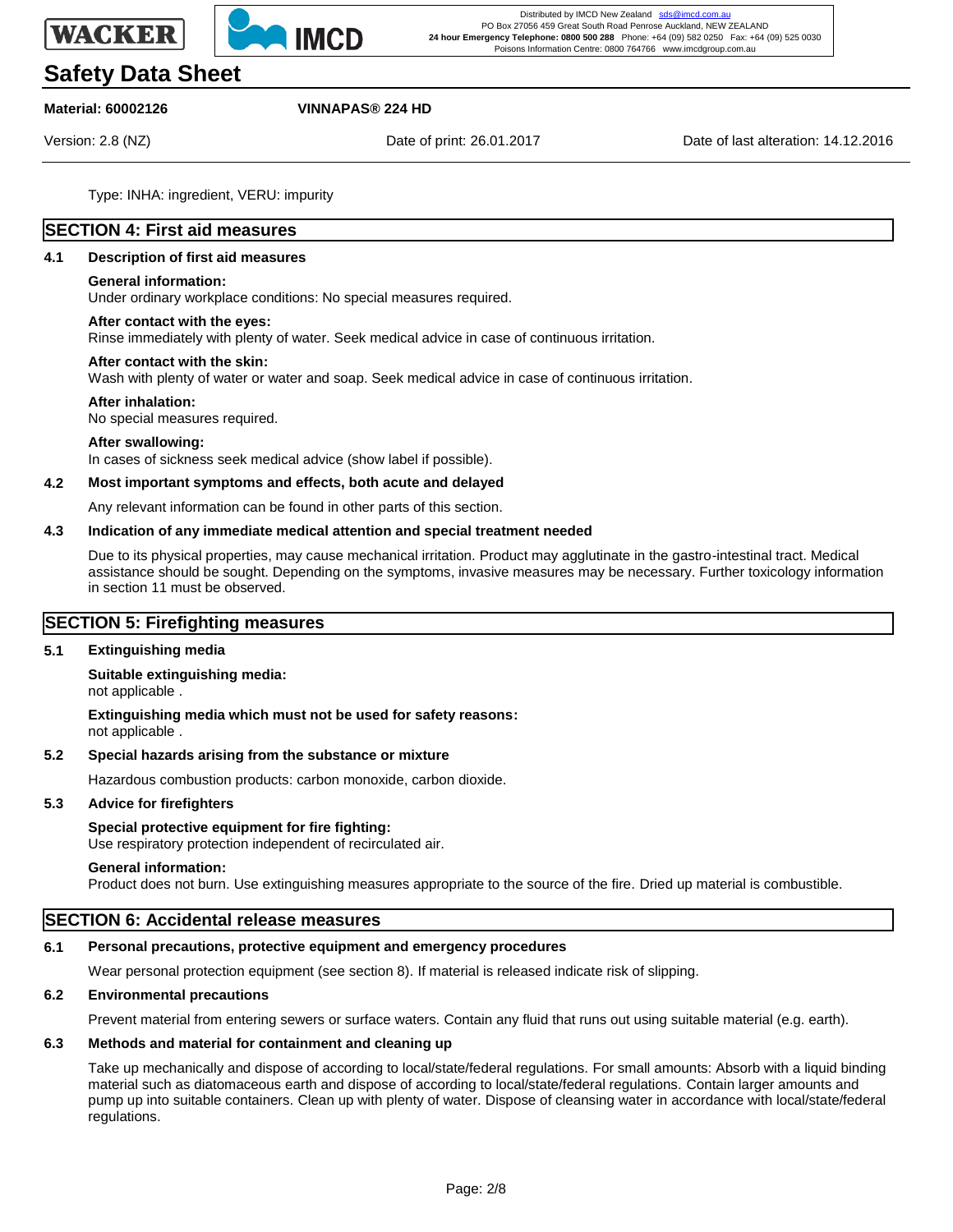Type: INHA: ingredient, VERU: impurity

## SECTION 4: First aid measures

### 4.1 Description of first aid measures

**General information:**
Under ordinary workplace conditions: No special measures required.

**After contact with the eyes:**
Rinse immediately with plenty of water. Seek medical advice in case of continuous irritation.

**After contact with the skin:**
Wash with plenty of water or water and soap. Seek medical advice in case of continuous irritation.

**After inhalation:**
No special measures required.

**After swallowing:**
In cases of sickness seek medical advice (show label if possible).

### 4.2 Most important symptoms and effects, both acute and delayed

Any relevant information can be found in other parts of this section.

### 4.3 Indication of any immediate medical attention and special treatment needed

Due to its physical properties, may cause mechanical irritation. Product may agglutinate in the gastro-intestinal tract. Medical assistance should be sought. Depending on the symptoms, invasive measures may be necessary. Further toxicology information in section 11 must be observed.

## SECTION 5: Firefighting measures

### 5.1 Extinguishing media

**Suitable extinguishing media:**
not applicable .

**Extinguishing media which must not be used for safety reasons:**
not applicable .

### 5.2 Special hazards arising from the substance or mixture

Hazardous combustion products: carbon monoxide, carbon dioxide.

### 5.3 Advice for firefighters

**Special protective equipment for fire fighting:**
Use respiratory protection independent of recirculated air.

**General information:**
Product does not burn. Use extinguishing measures appropriate to the source of the fire. Dried up material is combustible.

## SECTION 6: Accidental release measures

### 6.1 Personal precautions, protective equipment and emergency procedures

Wear personal protection equipment (see section 8). If material is released indicate risk of slipping.

### 6.2 Environmental precautions

Prevent material from entering sewers or surface waters. Contain any fluid that runs out using suitable material (e.g. earth).

### 6.3 Methods and material for containment and cleaning up

Take up mechanically and dispose of according to local/state/federal regulations. For small amounts: Absorb with a liquid binding material such as diatomaceous earth and dispose of according to local/state/federal regulations. Contain larger amounts and pump up into suitable containers. Clean up with plenty of water. Dispose of cleansing water in accordance with local/state/federal regulations.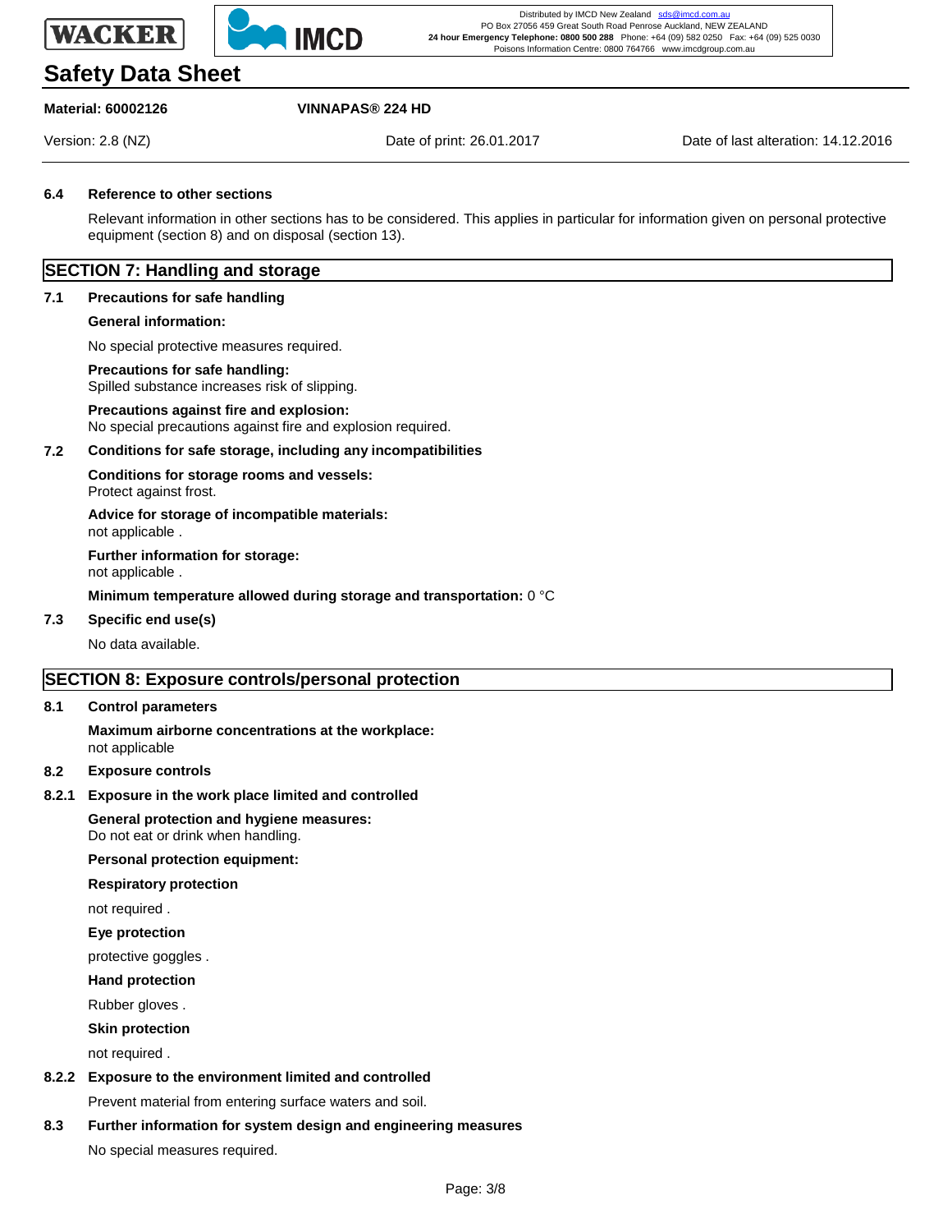#### 6.4 Reference to other sections

Relevant information in other sections has to be considered. This applies in particular for information given on personal protective equipment (section 8) and on disposal (section 13).

## SECTION 7: Handling and storage

#### 7.1 Precautions for safe handling

**General information:**

No special protective measures required.

**Precautions for safe handling:**
Spilled substance increases risk of slipping.

**Precautions against fire and explosion:**
No special precautions against fire and explosion required.

#### 7.2 Conditions for safe storage, including any incompatibilities

**Conditions for storage rooms and vessels:**
Protect against frost.

**Advice for storage of incompatible materials:**
not applicable .

**Further information for storage:**
not applicable .

**Minimum temperature allowed during storage and transportation:** 0 °C

#### 7.3 Specific end use(s)

No data available.

## SECTION 8: Exposure controls/personal protection

#### 8.1 Control parameters

**Maximum airborne concentrations at the workplace:**
not applicable

#### 8.2 Exposure controls

#### 8.2.1 Exposure in the work place limited and controlled

**General protection and hygiene measures:**
Do not eat or drink when handling.

**Personal protection equipment:**

**Respiratory protection**

not required .

**Eye protection**

protective goggles .

**Hand protection**

Rubber gloves .

**Skin protection**

not required .

#### 8.2.2 Exposure to the environment limited and controlled

Prevent material from entering surface waters and soil.

#### 8.3 Further information for system design and engineering measures

No special measures required.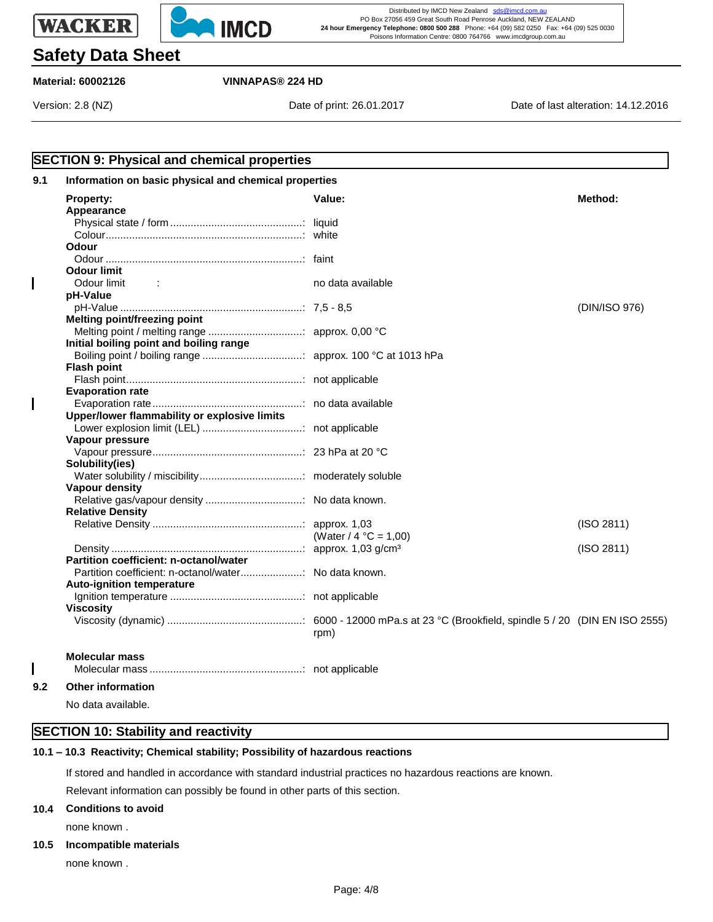## SECTION 9: Physical and chemical properties

### 9.1 Information on basic physical and chemical properties

| Property: | Value: | Method: |
|---|---|---|
| **Appearance** | | |
| Physical state / form | liquid | |
| Colour | white | |
| **Odour** | | |
| Odour | faint | |
| **Odour limit** | | |
| Odour limit | no data available | |
| **pH-Value** | | |
| pH-Value | 7,5 - 8,5 | (DIN/ISO 976) |
| **Melting point/freezing point** | | |
| Melting point / melting range | approx. 0,00 °C | |
| **Initial boiling point and boiling range** | | |
| Boiling point / boiling range | approx. 100 °C at 1013 hPa | |
| **Flash point** | | |
| Flash point | not applicable | |
| **Evaporation rate** | | |
| Evaporation rate | no data available | |
| **Upper/lower flammability or explosive limits** | | |
| Lower explosion limit (LEL) | not applicable | |
| **Vapour pressure** | | |
| Vapour pressure | 23 hPa at 20 °C | |
| **Solubility(ies)** | | |
| Water solubility / miscibility | moderately soluble | |
| **Vapour density** | | |
| Relative gas/vapour density | No data known. | |
| **Relative Density** | | |
| Relative Density | approx. 1,03 (Water / 4 °C = 1,00) | (ISO 2811) |
| Density | approx. 1,03 g/cm³ | (ISO 2811) |
| **Partition coefficient: n-octanol/water** | | |
| Partition coefficient: n-octanol/water | No data known. | |
| **Auto-ignition temperature** | | |
| Ignition temperature | not applicable | |
| **Viscosity** | | |
| Viscosity (dynamic) | 6000 - 12000 mPa.s at 23 °C (Brookfield, spindle 5 / 20 rpm) | (DIN EN ISO 2555) |
| **Molecular mass** | | |
| Molecular mass | not applicable | |

### 9.2 Other information

No data available.

## SECTION 10: Stability and reactivity

### 10.1 – 10.3 Reactivity; Chemical stability; Possibility of hazardous reactions

If stored and handled in accordance with standard industrial practices no hazardous reactions are known.

Relevant information can possibly be found in other parts of this section.

### 10.4 Conditions to avoid

none known .

### 10.5 Incompatible materials

none known .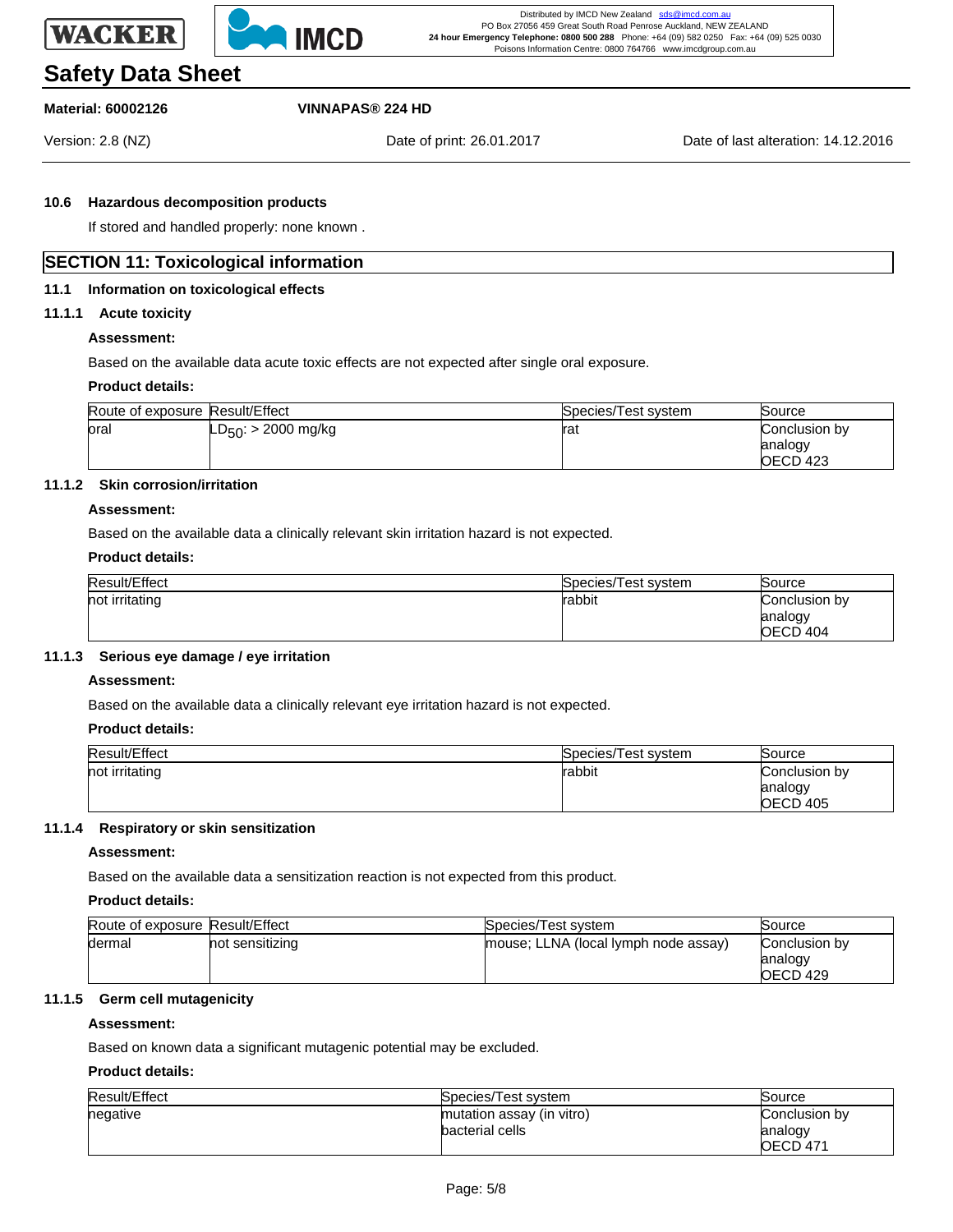### 10.6 Hazardous decomposition products

If stored and handled properly: none known .

## SECTION 11: Toxicological information

### 11.1 Information on toxicological effects

#### 11.1.1 Acute toxicity

**Assessment:**

Based on the available data acute toxic effects are not expected after single oral exposure.

**Product details:**

| Route of exposure | Result/Effect | Species/Test system | Source |
|---|---|---|---|
| oral | $LD_{50}$: > 2000 mg/kg | rat | Conclusion by analogy OECD 423 |

#### 11.1.2 Skin corrosion/irritation

**Assessment:**

Based on the available data a clinically relevant skin irritation hazard is not expected.

**Product details:**

| Result/Effect | Species/Test system | Source |
|---|---|---|
| not irritating | rabbit | Conclusion by analogy OECD 404 |

#### 11.1.3 Serious eye damage / eye irritation

**Assessment:**

Based on the available data a clinically relevant eye irritation hazard is not expected.

**Product details:**

| Result/Effect | Species/Test system | Source |
|---|---|---|
| not irritating | rabbit | Conclusion by analogy OECD 405 |

#### 11.1.4 Respiratory or skin sensitization

**Assessment:**

Based on the available data a sensitization reaction is not expected from this product.

**Product details:**

| Route of exposure | Result/Effect | Species/Test system | Source |
|---|---|---|---|
| dermal | not sensitizing | mouse; LLNA (local lymph node assay) | Conclusion by analogy OECD 429 |

#### 11.1.5 Germ cell mutagenicity

**Assessment:**

Based on known data a significant mutagenic potential may be excluded.

**Product details:**

| Result/Effect | Species/Test system | Source |
|---|---|---|
| negative | mutation assay (in vitro) bacterial cells | Conclusion by analogy OECD 471 |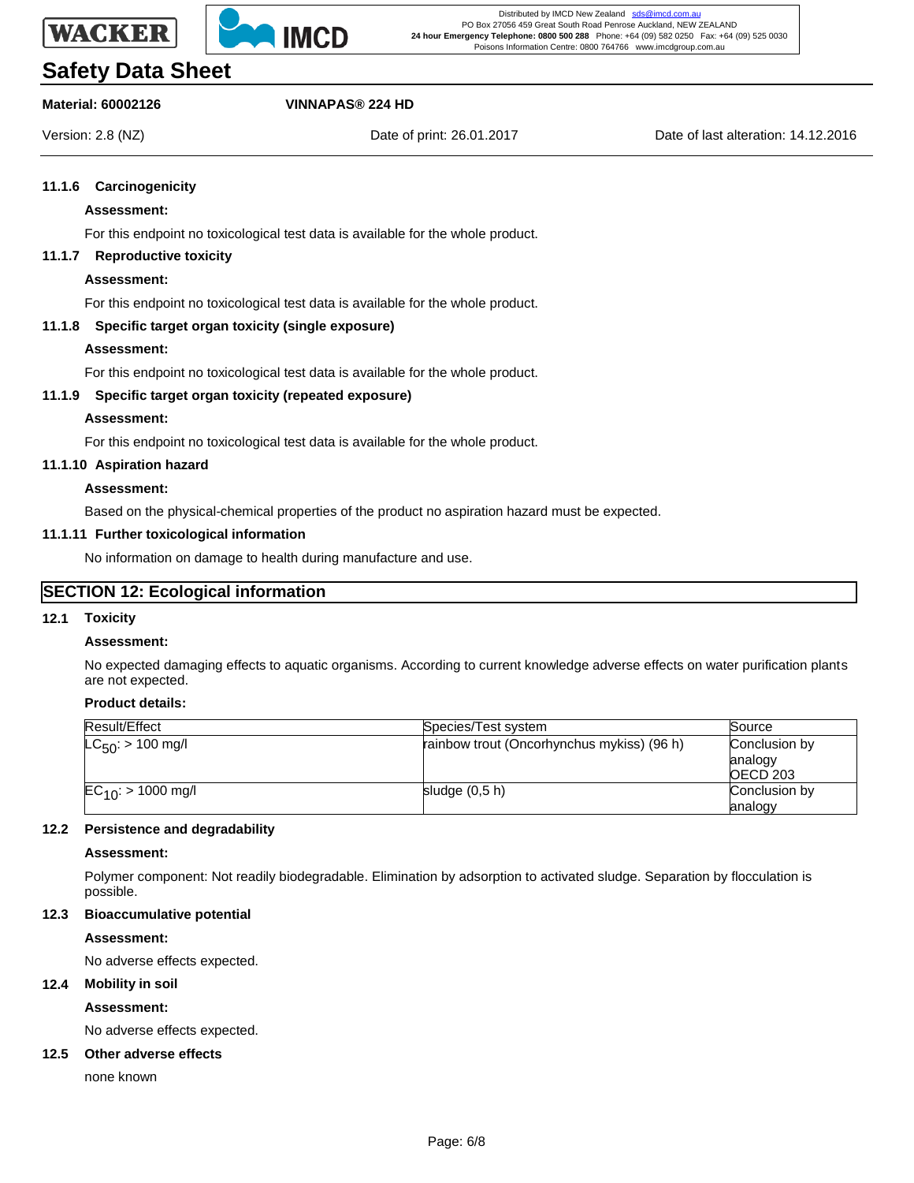#### 11.1.6 Carcinogenicity

**Assessment:**

For this endpoint no toxicological test data is available for the whole product.

#### 11.1.7 Reproductive toxicity

**Assessment:**

For this endpoint no toxicological test data is available for the whole product.

#### 11.1.8 Specific target organ toxicity (single exposure)

**Assessment:**

For this endpoint no toxicological test data is available for the whole product.

#### 11.1.9 Specific target organ toxicity (repeated exposure)

**Assessment:**

For this endpoint no toxicological test data is available for the whole product.

#### 11.1.10 Aspiration hazard

**Assessment:**

Based on the physical-chemical properties of the product no aspiration hazard must be expected.

#### 11.1.11 Further toxicological information

No information on damage to health during manufacture and use.

## SECTION 12: Ecological information

### 12.1 Toxicity

**Assessment:**

No expected damaging effects to aquatic organisms. According to current knowledge adverse effects on water purification plants are not expected.

**Product details:**

| Result/Effect | Species/Test system | Source |
|---|---|---|
| $LC_{50}$: > 100 mg/l | rainbow trout (Oncorhynchus mykiss) (96 h) | Conclusion by analogy OECD 203 |
| $EC_{10}$: > 1000 mg/l | sludge (0,5 h) | Conclusion by analogy |

### 12.2 Persistence and degradability

**Assessment:**

Polymer component: Not readily biodegradable. Elimination by adsorption to activated sludge. Separation by flocculation is possible.

### 12.3 Bioaccumulative potential

**Assessment:**

No adverse effects expected.

### 12.4 Mobility in soil

**Assessment:**

No adverse effects expected.

### 12.5 Other adverse effects

none known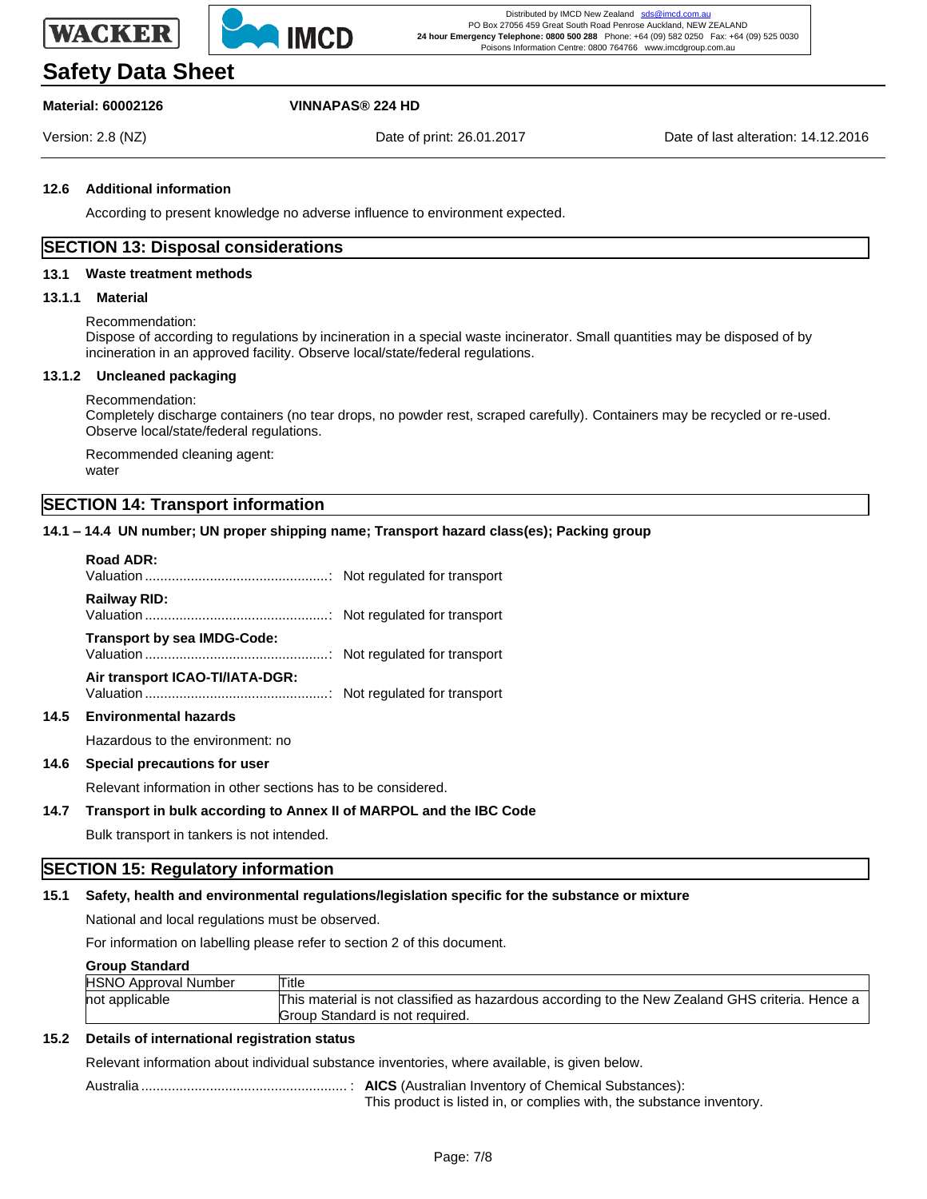#### 12.6 Additional information

According to present knowledge no adverse influence to environment expected.

## SECTION 13: Disposal considerations

### 13.1 Waste treatment methods

#### 13.1.1 Material

Recommendation:
Dispose of according to regulations by incineration in a special waste incinerator. Small quantities may be disposed of by incineration in an approved facility. Observe local/state/federal regulations.

#### 13.1.2 Uncleaned packaging

Recommendation:
Completely discharge containers (no tear drops, no powder rest, scraped carefully). Containers may be recycled or re-used. Observe local/state/federal regulations.

Recommended cleaning agent:
water

## SECTION 14: Transport information

### 14.1 – 14.4 UN number; UN proper shipping name; Transport hazard class(es); Packing group

**Road ADR:**
Valuation ................................................: Not regulated for transport

**Railway RID:**
Valuation ................................................: Not regulated for transport

**Transport by sea IMDG-Code:**
Valuation ................................................: Not regulated for transport

**Air transport ICAO-TI/IATA-DGR:**
Valuation ................................................: Not regulated for transport

### 14.5 Environmental hazards

Hazardous to the environment: no

### 14.6 Special precautions for user

Relevant information in other sections has to be considered.

### 14.7 Transport in bulk according to Annex II of MARPOL and the IBC Code

Bulk transport in tankers is not intended.

## SECTION 15: Regulatory information

### 15.1 Safety, health and environmental regulations/legislation specific for the substance or mixture

National and local regulations must be observed.

For information on labelling please refer to section 2 of this document.

**Group Standard**

| HSNO Approval Number | Title |
|---|---|
| not applicable | This material is not classified as hazardous according to the New Zealand GHS criteria. Hence a Group Standard is not required. |

### 15.2 Details of international registration status

Relevant information about individual substance inventories, where available, is given below.

Australia ......................................................: **AICS** (Australian Inventory of Chemical Substances):
This product is listed in, or complies with, the substance inventory.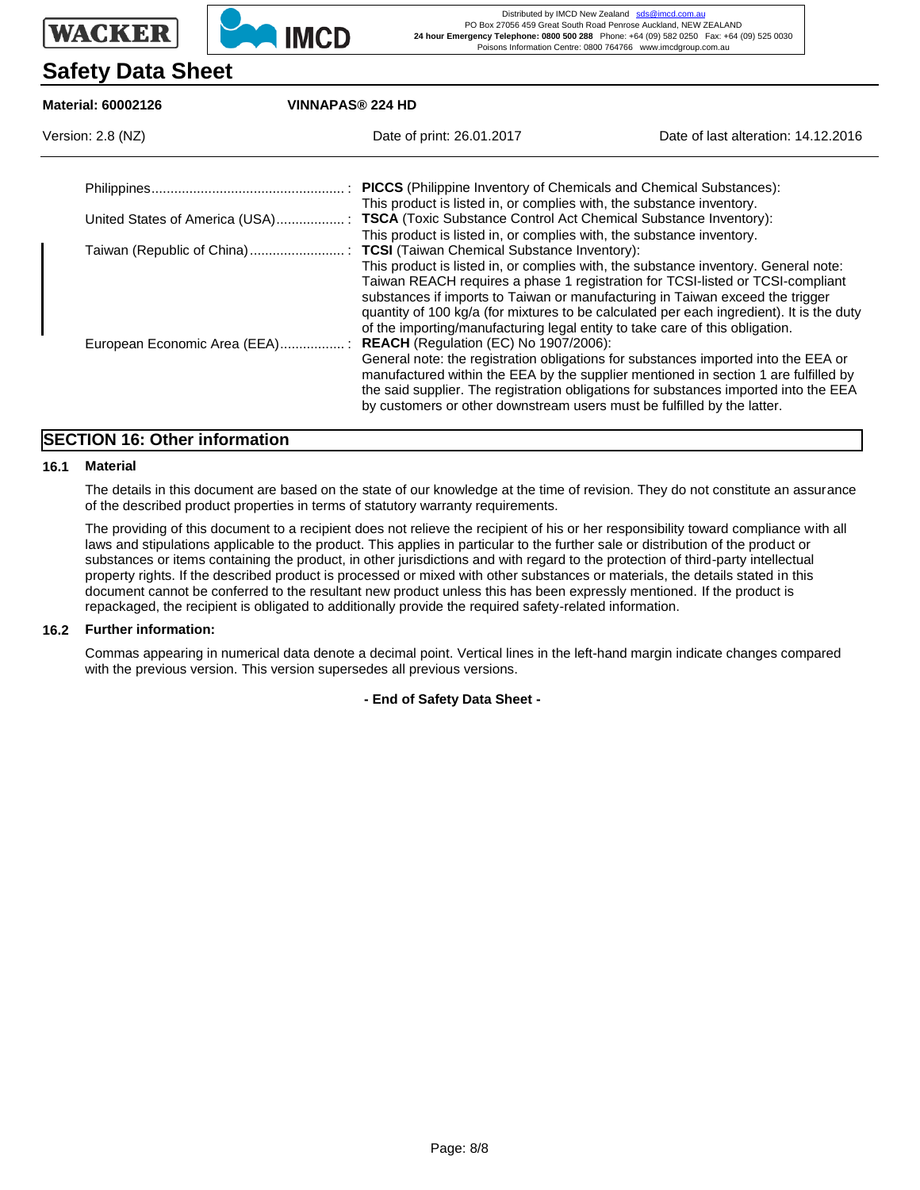| | |
|---|---|
| Philippines | **PICCS** (Philippine Inventory of Chemicals and Chemical Substances): This product is listed in, or complies with, the substance inventory. |
| United States of America (USA) | **TSCA** (Toxic Substance Control Act Chemical Substance Inventory): This product is listed in, or complies with, the substance inventory. |
| Taiwan (Republic of China) | **TCSI** (Taiwan Chemical Substance Inventory): This product is listed in, or complies with, the substance inventory. General note: Taiwan REACH requires a phase 1 registration for TCSI-listed or TCSI-compliant substances if imports to Taiwan or manufacturing in Taiwan exceed the trigger quantity of 100 kg/a (for mixtures to be calculated per each ingredient). It is the duty of the importing/manufacturing legal entity to take care of this obligation. |
| European Economic Area (EEA) | **REACH** (Regulation (EC) No 1907/2006): General note: the registration obligations for substances imported into the EEA or manufactured within the EEA by the supplier mentioned in section 1 are fulfilled by the said supplier. The registration obligations for substances imported into the EEA by customers or other downstream users must be fulfilled by the latter. |

## SECTION 16: Other information

### 16.1 Material

The details in this document are based on the state of our knowledge at the time of revision. They do not constitute an assurance of the described product properties in terms of statutory warranty requirements.

The providing of this document to a recipient does not relieve the recipient of his or her responsibility toward compliance with all laws and stipulations applicable to the product. This applies in particular to the further sale or distribution of the product or substances or items containing the product, in other jurisdictions and with regard to the protection of third-party intellectual property rights. If the described product is processed or mixed with other substances or materials, the details stated in this document cannot be conferred to the resultant new product unless this has been expressly mentioned. If the product is repackaged, the recipient is obligated to additionally provide the required safety-related information.

### 16.2 Further information:

Commas appearing in numerical data denote a decimal point. Vertical lines in the left-hand margin indicate changes compared with the previous version. This version supersedes all previous versions.

**- End of Safety Data Sheet -**